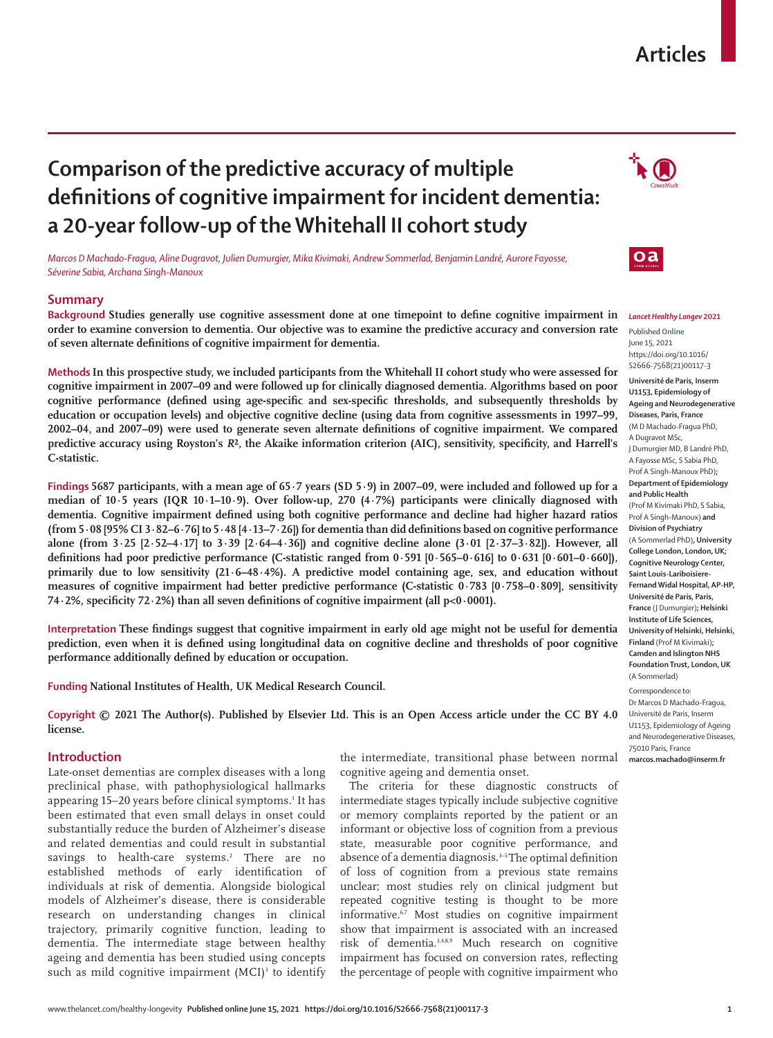Articles

# Comparison of the predictive accuracy of multiple definitions of cognitive impairment for incident dementia: a 20-year follow-up of the Whitehall II cohort study

*Marcos D Machado-Fragua, Aline Dugravot, Julien Dumurgier, Mika Kivimaki, Andrew Sommerlad, Benjamin Landré, Aurore Fayosse, Séverine Sabia, Archana Singh-Manoux*

## Summary

**Background** Studies generally use cognitive assessment done at one timepoint to define cognitive impairment in order to examine conversion to dementia. Our objective was to examine the predictive accuracy and conversion rate of seven alternate definitions of cognitive impairment for dementia.

**Methods** In this prospective study, we included participants from the Whitehall II cohort study who were assessed for cognitive impairment in 2007–09 and were followed up for clinically diagnosed dementia. Algorithms based on poor cognitive performance (defined using age-specific and sex-specific thresholds, and subsequently thresholds by education or occupation levels) and objective cognitive decline (using data from cognitive assessments in 1997–99, 2002–04, and 2007–09) were used to generate seven alternate definitions of cognitive impairment. We compared predictive accuracy using Royston's $R^2$, the Akaike information criterion (AIC), sensitivity, specificity, and Harrell's C-statistic.

**Findings** 5687 participants, with a mean age of 65·7 years (SD 5·9) in 2007–09, were included and followed up for a median of 10·5 years (IQR 10·1–10·9). Over follow-up, 270 (4·7%) participants were clinically diagnosed with dementia. Cognitive impairment defined using both cognitive performance and decline had higher hazard ratios (from 5·08 [95% CI 3·82–6·76] to 5·48 [4·13–7·26]) for dementia than did definitions based on cognitive performance alone (from 3·25 [2·52–4·17] to 3·39 [2·64–4·36]) and cognitive decline alone (3·01 [2·37–3·82]). However, all definitions had poor predictive performance (C-statistic ranged from 0·591 [0·565–0·616] to 0·631 [0·601–0·660]), primarily due to low sensitivity (21·6–48·4%). A predictive model containing age, sex, and education without measures of cognitive impairment had better predictive performance (C-statistic 0·783 [0·758–0·809], sensitivity 74·2%, specificity 72·2%) than all seven definitions of cognitive impairment (all p<0·0001).

**Interpretation** These findings suggest that cognitive impairment in early old age might not be useful for dementia prediction, even when it is defined using longitudinal data on cognitive decline and thresholds of poor cognitive performance additionally defined by education or occupation.

**Funding** National Institutes of Health, UK Medical Research Council.

**Copyright** © 2021 The Author(s). Published by Elsevier Ltd. This is an Open Access article under the CC BY 4.0 license.

*Lancet Healthy Longev* 2021

Published **Online** June 15, 2021 https://doi.org/10.1016/S2666-7568(21)00117-3

**Université de Paris, Inserm U1153, Epidemiology of Ageing and Neurodegenerative Diseases, Paris, France** (M D Machado-Fragua PhD, A Dugravot MSc, J Dumurgier MD, B Landré PhD, A Fayosse MSc, S Sabia PhD, Prof A Singh-Manoux PhD)**; Department of Epidemiology and Public Health** (Prof M Kivimaki PhD, S Sabia, Prof A Singh-Manoux) **and Division of Psychiatry** (A Sommerlad PhD)**, University College London, London, UK; Cognitive Neurology Center, Saint Louis-Lariboisiere-Fernand Widal Hospital, AP-HP, Université de Paris, Paris, France** (J Dumurgier)**; Helsinki Institute of Life Sciences, University of Helsinki, Helsinki, Finland** (Prof M Kivimaki)**; Camden and Islington NHS Foundation Trust, London, UK** (A Sommerlad)

Correspondence to: Dr Marcos D Machado-Fragua, Université de Paris, Inserm U1153, Epidemiology of Ageing and Neurodegenerative Diseases, 75010 Paris, France **marcos.machado@inserm.fr**

## Introduction

Late-onset dementias are complex diseases with a long preclinical phase, with pathophysiological hallmarks appearing 15–20 years before clinical symptoms.[1] It has been estimated that even small delays in onset could substantially reduce the burden of Alzheimer's disease and related dementias and could result in substantial savings to health-care systems.[2] There are no established methods of early identification of individuals at risk of dementia. Alongside biological models of Alzheimer's disease, there is considerable research on understanding changes in clinical trajectory, primarily cognitive function, leading to dementia. The intermediate stage between healthy ageing and dementia has been studied using concepts such as mild cognitive impairment (MCI)[3] to identify the intermediate, transitional phase between normal cognitive ageing and dementia onset.

The criteria for these diagnostic constructs of intermediate stages typically include subjective cognitive or memory complaints reported by the patient or an informant or objective loss of cognition from a previous state, measurable poor cognitive performance, and absence of a dementia diagnosis.[3–5] The optimal definition of loss of cognition from a previous state remains unclear; most studies rely on clinical judgment but repeated cognitive testing is thought to be more informative.[6,7] Most studies on cognitive impairment show that impairment is associated with an increased risk of dementia.[3,4,8,9] Much research on cognitive impairment has focused on conversion rates, reflecting the percentage of people with cognitive impairment who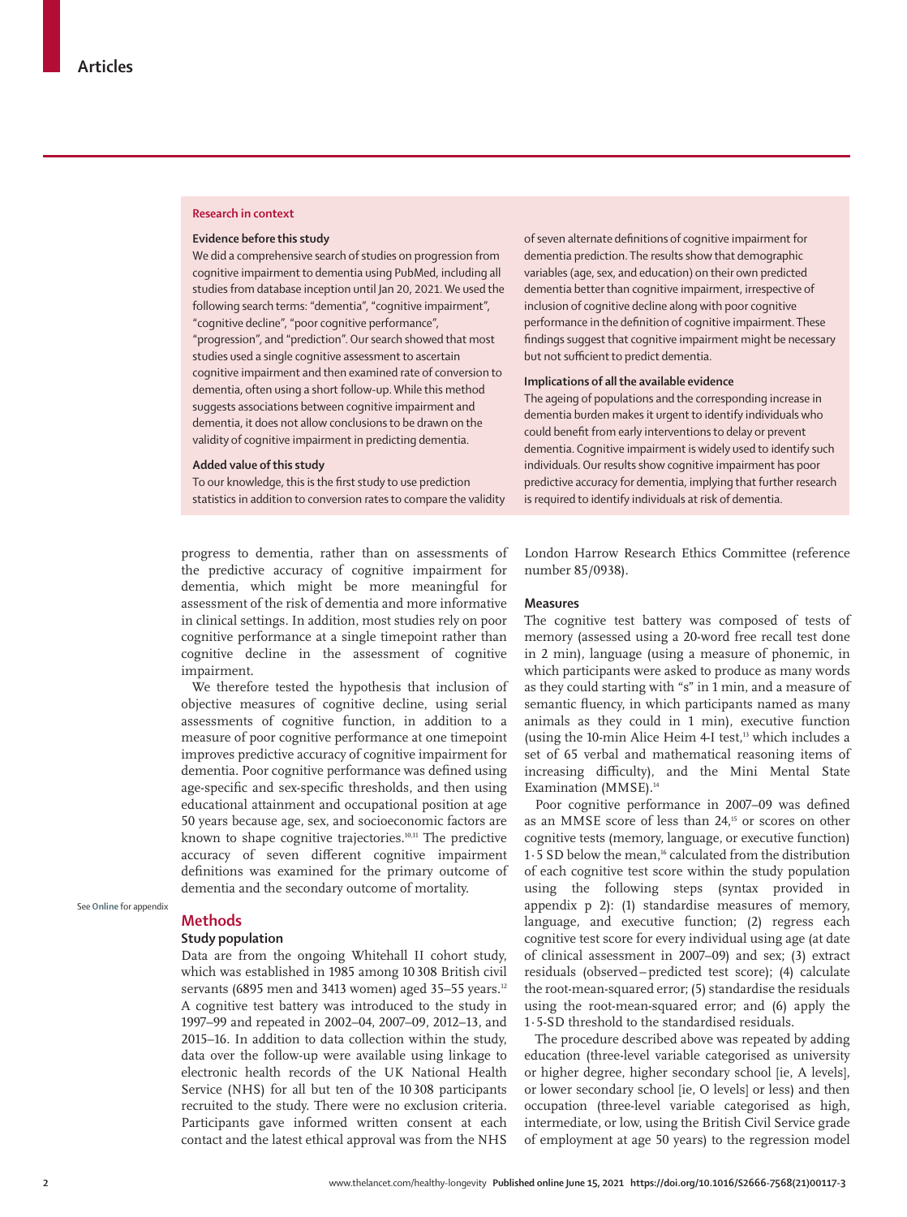## Research in context

### Evidence before this study

We did a comprehensive search of studies on progression from cognitive impairment to dementia using PubMed, including all studies from database inception until Jan 20, 2021. We used the following search terms: "dementia", "cognitive impairment", "cognitive decline", "poor cognitive performance", "progression", and "prediction". Our search showed that most studies used a single cognitive assessment to ascertain cognitive impairment and then examined rate of conversion to dementia, often using a short follow-up. While this method suggests associations between cognitive impairment and dementia, it does not allow conclusions to be drawn on the validity of cognitive impairment in predicting dementia.

### Added value of this study

To our knowledge, this is the first study to use prediction statistics in addition to conversion rates to compare the validity of seven alternate definitions of cognitive impairment for dementia prediction. The results show that demographic variables (age, sex, and education) on their own predicted dementia better than cognitive impairment, irrespective of inclusion of cognitive decline along with poor cognitive performance in the definition of cognitive impairment. These findings suggest that cognitive impairment might be necessary but not sufficient to predict dementia.

### Implications of all the available evidence

The ageing of populations and the corresponding increase in dementia burden makes it urgent to identify individuals who could benefit from early interventions to delay or prevent dementia. Cognitive impairment is widely used to identify such individuals. Our results show cognitive impairment has poor predictive accuracy for dementia, implying that further research is required to identify individuals at risk of dementia.

progress to dementia, rather than on assessments of the predictive accuracy of cognitive impairment for dementia, which might be more meaningful for assessment of the risk of dementia and more informative in clinical settings. In addition, most studies rely on poor cognitive performance at a single timepoint rather than cognitive decline in the assessment of cognitive impairment.

We therefore tested the hypothesis that inclusion of objective measures of cognitive decline, using serial assessments of cognitive function, in addition to a measure of poor cognitive performance at one timepoint improves predictive accuracy of cognitive impairment for dementia. Poor cognitive performance was defined using age-specific and sex-specific thresholds, and then using educational attainment and occupational position at age 50 years because age, sex, and socioeconomic factors are known to shape cognitive trajectories.[10,11] The predictive accuracy of seven different cognitive impairment definitions was examined for the primary outcome of dementia and the secondary outcome of mortality.

See Online for appendix

## Methods

### Study population

Data are from the ongoing Whitehall II cohort study, which was established in 1985 among 10 308 British civil servants (6895 men and 3413 women) aged 35–55 years.[12] A cognitive test battery was introduced to the study in 1997–99 and repeated in 2002–04, 2007–09, 2012–13, and 2015–16. In addition to data collection within the study, data over the follow-up were available using linkage to electronic health records of the UK National Health Service (NHS) for all but ten of the 10 308 participants recruited to the study. There were no exclusion criteria. Participants gave informed written consent at each contact and the latest ethical approval was from the NHS London Harrow Research Ethics Committee (reference number 85/0938).

### Measures

The cognitive test battery was composed of tests of memory (assessed using a 20-word free recall test done in 2 min), language (using a measure of phonemic, in which participants were asked to produce as many words as they could starting with "s" in 1 min, and a measure of semantic fluency, in which participants named as many animals as they could in 1 min), executive function (using the 10-min Alice Heim 4-I test,[13] which includes a set of 65 verbal and mathematical reasoning items of increasing difficulty), and the Mini Mental State Examination (MMSE).[14]

Poor cognitive performance in 2007–09 was defined as an MMSE score of less than 24,[15] or scores on other cognitive tests (memory, language, or executive function) 1·5 SD below the mean,[16] calculated from the distribution of each cognitive test score within the study population using the following steps (syntax provided in appendix p 2): (1) standardise measures of memory, language, and executive function; (2) regress each cognitive test score for every individual using age (at date of clinical assessment in 2007–09) and sex; (3) extract residuals (observed – predicted test score); (4) calculate the root-mean-squared error; (5) standardise the residuals using the root-mean-squared error; and (6) apply the 1·5-SD threshold to the standardised residuals.

The procedure described above was repeated by adding education (three-level variable categorised as university or higher degree, higher secondary school [ie, A levels], or lower secondary school [ie, O levels] or less) and then occupation (three-level variable categorised as high, intermediate, or low, using the British Civil Service grade of employment at age 50 years) to the regression model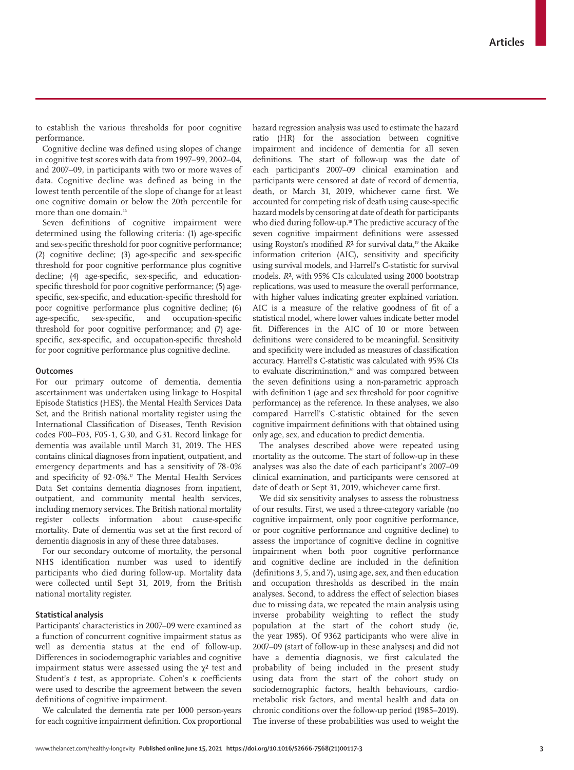to establish the various thresholds for poor cognitive performance.

Cognitive decline was defined using slopes of change in cognitive test scores with data from 1997–99, 2002–04, and 2007–09, in participants with two or more waves of data. Cognitive decline was defined as being in the lowest tenth percentile of the slope of change for at least one cognitive domain or below the 20th percentile for more than one domain.[16]

Seven definitions of cognitive impairment were determined using the following criteria: (1) age-specific and sex-specific threshold for poor cognitive performance; (2) cognitive decline; (3) age-specific and sex-specific threshold for poor cognitive performance plus cognitive decline; (4) age-specific, sex-specific, and education-specific threshold for poor cognitive performance; (5) age-specific, sex-specific, and education-specific threshold for poor cognitive performance plus cognitive decline; (6) age-specific, sex-specific, and occupation-specific threshold for poor cognitive performance; and (7) age-specific, sex-specific, and occupation-specific threshold for poor cognitive performance plus cognitive decline.

### Outcomes

For our primary outcome of dementia, dementia ascertainment was undertaken using linkage to Hospital Episode Statistics (HES), the Mental Health Services Data Set, and the British national mortality register using the International Classification of Diseases, Tenth Revision codes F00–F03, F05·1, G30, and G31. Record linkage for dementia was available until March 31, 2019. The HES contains clinical diagnoses from inpatient, outpatient, and emergency departments and has a sensitivity of 78·0% and specificity of 92·0%.[17] The Mental Health Services Data Set contains dementia diagnoses from inpatient, outpatient, and community mental health services, including memory services. The British national mortality register collects information about cause-specific mortality. Date of dementia was set at the first record of dementia diagnosis in any of these three databases.

For our secondary outcome of mortality, the personal NHS identification number was used to identify participants who died during follow-up. Mortality data were collected until Sept 31, 2019, from the British national mortality register.

### Statistical analysis

Participants' characteristics in 2007–09 were examined as a function of concurrent cognitive impairment status as well as dementia status at the end of follow-up. Differences in sociodemographic variables and cognitive impairment status were assessed using the $\chi^2$ test and Student's *t* test, as appropriate. Cohen's $\kappa$ coefficients were used to describe the agreement between the seven definitions of cognitive impairment.

We calculated the dementia rate per 1000 person-years for each cognitive impairment definition. Cox proportional hazard regression analysis was used to estimate the hazard ratio (HR) for the association between cognitive impairment and incidence of dementia for all seven definitions. The start of follow-up was the date of each participant's 2007–09 clinical examination and participants were censored at date of record of dementia, death, or March 31, 2019, whichever came first. We accounted for competing risk of death using cause-specific hazard models by censoring at date of death for participants who died during follow-up.[18] The predictive accuracy of the seven cognitive impairment definitions were assessed using Royston's modified $R^2$ for survival data,[19] the Akaike information criterion (AIC), sensitivity and specificity using survival models, and Harrell's C-statistic for survival models. $R^2$, with 95% CIs calculated using 2000 bootstrap replications, was used to measure the overall performance, with higher values indicating greater explained variation. AIC is a measure of the relative goodness of fit of a statistical model, where lower values indicate better model fit. Differences in the AIC of 10 or more between definitions were considered to be meaningful. Sensitivity and specificity were included as measures of classification accuracy. Harrell's C-statistic was calculated with 95% CIs to evaluate discrimination,[20] and was compared between the seven definitions using a non-parametric approach with definition 1 (age and sex threshold for poor cognitive performance) as the reference. In these analyses, we also compared Harrell's C-statistic obtained for the seven cognitive impairment definitions with that obtained using only age, sex, and education to predict dementia.

The analyses described above were repeated using mortality as the outcome. The start of follow-up in these analyses was also the date of each participant's 2007–09 clinical examination, and participants were censored at date of death or Sept 31, 2019, whichever came first.

We did six sensitivity analyses to assess the robustness of our results. First, we used a three-category variable (no cognitive impairment, only poor cognitive performance, or poor cognitive performance and cognitive decline) to assess the importance of cognitive decline in cognitive impairment when both poor cognitive performance and cognitive decline are included in the definition (definitions 3, 5, and 7), using age, sex, and then education and occupation thresholds as described in the main analyses. Second, to address the effect of selection biases due to missing data, we repeated the main analysis using inverse probability weighting to reflect the study population at the start of the cohort study (ie, the year 1985). Of 9362 participants who were alive in 2007–09 (start of follow-up in these analyses) and did not have a dementia diagnosis, we first calculated the probability of being included in the present study using data from the start of the cohort study on sociodemographic factors, health behaviours, cardiometabolic risk factors, and mental health and data on chronic conditions over the follow-up period (1985–2019). The inverse of these probabilities was used to weight the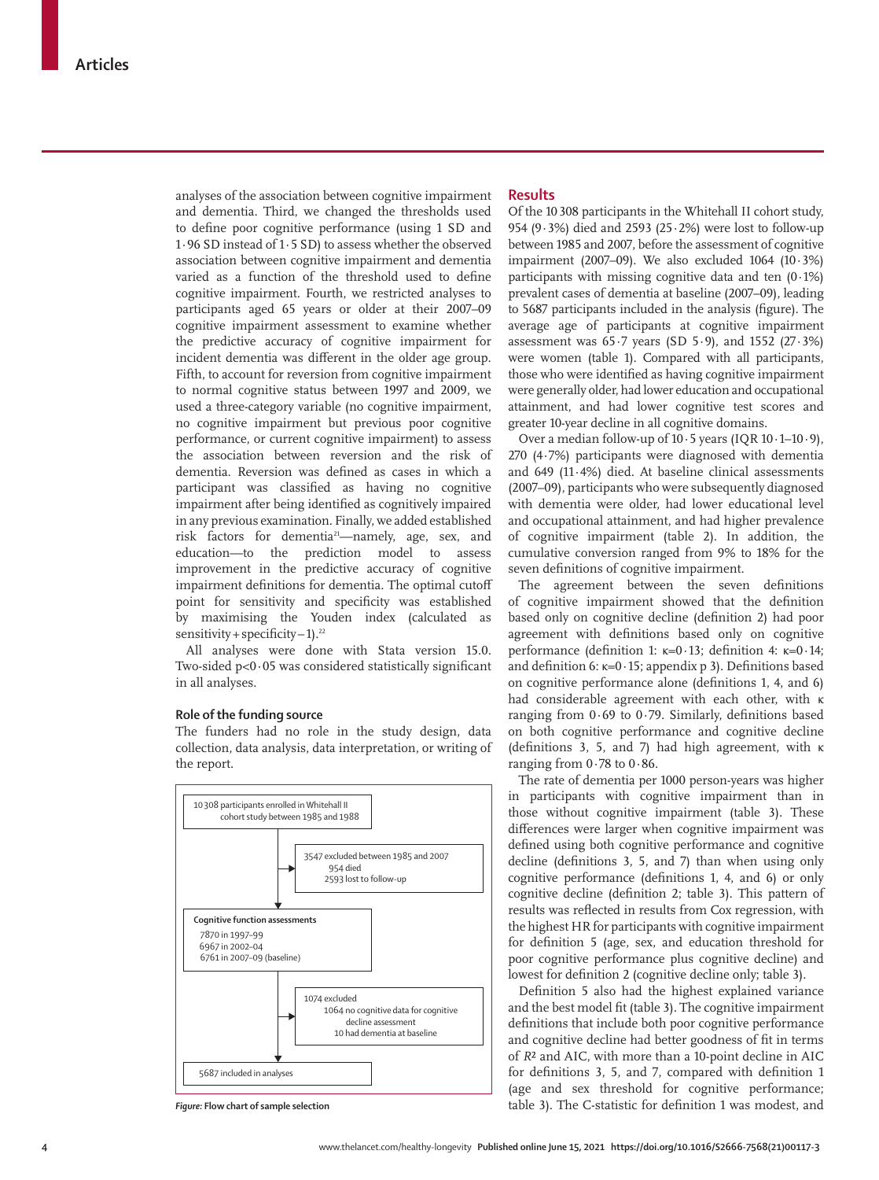analyses of the association between cognitive impairment and dementia. Third, we changed the thresholds used to define poor cognitive performance (using 1 SD and 1·96 SD instead of 1·5 SD) to assess whether the observed association between cognitive impairment and dementia varied as a function of the threshold used to define cognitive impairment. Fourth, we restricted analyses to participants aged 65 years or older at their 2007–09 cognitive impairment assessment to examine whether the predictive accuracy of cognitive impairment for incident dementia was different in the older age group. Fifth, to account for reversion from cognitive impairment to normal cognitive status between 1997 and 2009, we used a three-category variable (no cognitive impairment, no cognitive impairment but previous poor cognitive performance, or current cognitive impairment) to assess the association between reversion and the risk of dementia. Reversion was defined as cases in which a participant was classified as having no cognitive impairment after being identified as cognitively impaired in any previous examination. Finally, we added established risk factors for dementia[21]—namely, age, sex, and education—to the prediction model to assess improvement in the predictive accuracy of cognitive impairment definitions for dementia. The optimal cutoff point for sensitivity and specificity was established by maximising the Youden index (calculated as sensitivity + specificity – 1).[22]

All analyses were done with Stata version 15.0. Two-sided $p<0·05$ was considered statistically significant in all analyses.

### Role of the funding source

The funders had no role in the study design, data collection, data analysis, data interpretation, or writing of the report.

10 308 participants enrolled in Whitehall II cohort study between 1985 and 1988

3547 excluded between 1985 and 2007
- 954 died
- 2593 lost to follow-up

**Cognitive function assessments**
- 7870 in 1997–99
- 6967 in 2002–04
- 6761 in 2007–09 (baseline)

1074 excluded
- 1064 no cognitive data for cognitive decline assessment
- 10 had dementia at baseline

5687 included in analyses

*Figure:* **Flow chart of sample selection**

## Results

Of the 10 308 participants in the Whitehall II cohort study, 954 (9·3%) died and 2593 (25·2%) were lost to follow-up between 1985 and 2007, before the assessment of cognitive impairment (2007–09). We also excluded 1064 (10·3%) participants with missing cognitive data and ten (0·1%) prevalent cases of dementia at baseline (2007–09), leading to 5687 participants included in the analysis (figure). The average age of participants at cognitive impairment assessment was 65·7 years (SD 5·9), and 1552 (27·3%) were women (table 1). Compared with all participants, those who were identified as having cognitive impairment were generally older, had lower education and occupational attainment, and had lower cognitive test scores and greater 10-year decline in all cognitive domains.

Over a median follow-up of 10·5 years (IQR 10·1–10·9), 270 (4·7%) participants were diagnosed with dementia and 649 (11·4%) died. At baseline clinical assessments (2007–09), participants who were subsequently diagnosed with dementia were older, had lower educational level and occupational attainment, and had higher prevalence of cognitive impairment (table 2). In addition, the cumulative conversion ranged from 9% to 18% for the seven definitions of cognitive impairment.

The agreement between the seven definitions of cognitive impairment showed that the definition based only on cognitive decline (definition 2) had poor agreement with definitions based only on cognitive performance (definition 1: κ=0·13; definition 4: κ=0·14; and definition 6: κ=0·15; appendix p 3). Definitions based on cognitive performance alone (definitions 1, 4, and 6) had considerable agreement with each other, with κ ranging from 0·69 to 0·79. Similarly, definitions based on both cognitive performance and cognitive decline (definitions 3, 5, and 7) had high agreement, with κ ranging from 0·78 to 0·86.

The rate of dementia per 1000 person-years was higher in participants with cognitive impairment than in those without cognitive impairment (table 3). These differences were larger when cognitive impairment was defined using both cognitive performance and cognitive decline (definitions 3, 5, and 7) than when using only cognitive performance (definitions 1, 4, and 6) or only cognitive decline (definition 2; table 3). This pattern of results was reflected in results from Cox regression, with the highest HR for participants with cognitive impairment for definition 5 (age, sex, and education threshold for poor cognitive performance plus cognitive decline) and lowest for definition 2 (cognitive decline only; table 3).

Definition 5 also had the highest explained variance and the best model fit (table 3). The cognitive impairment definitions that include both poor cognitive performance and cognitive decline had better goodness of fit in terms of $R^2$ and AIC, with more than a 10-point decline in AIC for definitions 3, 5, and 7, compared with definition 1 (age and sex threshold for cognitive performance; table 3). The C-statistic for definition 1 was modest, and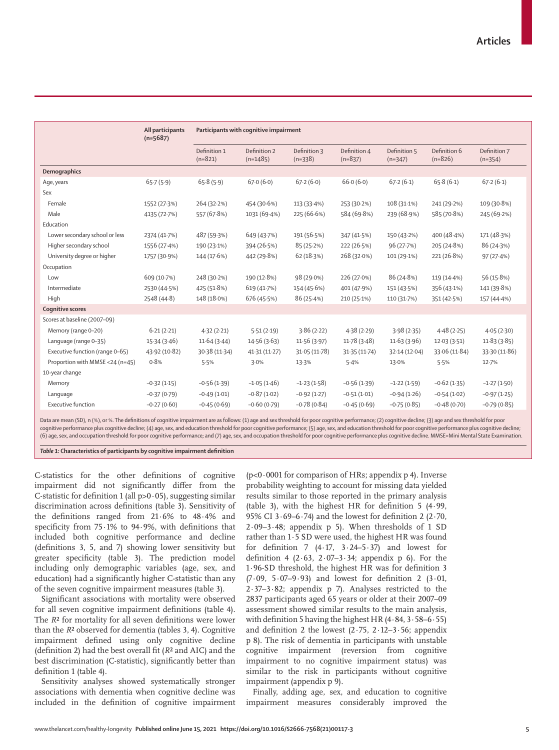| | All participants (n=5687) | Participants with cognitive impairment | | | | | | |
|---|---|---|---|---|---|---|---|---|
| | | Definition 1 (n=821) | Definition 2 (n=1485) | Definition 3 (n=338) | Definition 4 (n=837) | Definition 5 (n=347) | Definition 6 (n=826) | Definition 7 (n=354) |
| **Demographics** | | | | | | | | |
| Age, years | 65·7 (5·9) | 65·8 (5·9) | 67·0 (6·0) | 67·2 (6·0) | 66·0 (6·0) | 67·2 (6·1) | 65·8 (6·1) | 67·2 (6·1) |
| Sex | | | | | | | | |
| Female | 1552 (27·3%) | 264 (32·2%) | 454 (30·6%) | 113 (33·4%) | 253 (30·2%) | 108 (31·1%) | 241 (29·2%) | 109 (30·8%) |
| Male | 4135 (72·7%) | 557 (67·8%) | 1031 (69·4%) | 225 (66·6%) | 584 (69·8%) | 239 (68·9%) | 585 (70·8%) | 245 (69·2%) |
| Education | | | | | | | | |
| Lower secondary school or less | 2374 (41·7%) | 487 (59·3%) | 649 (43·7%) | 191 (56·5%) | 347 (41·5%) | 150 (43·2%) | 400 (48·4%) | 171 (48·3%) |
| Higher secondary school | 1556 (27·4%) | 190 (23·1%) | 394 (26·5%) | 85 (25·2%) | 222 (26·5%) | 96 (27·7%) | 205 (24·8%) | 86 (24·3%) |
| University degree or higher | 1757 (30·9%) | 144 (17·6%) | 442 (29·8%) | 62 (18·3%) | 268 (32·0%) | 101 (29·1%) | 221 (26·8%) | 97 (27·4%) |
| Occupation | | | | | | | | |
| Low | 609 (10·7%) | 248 (30·2%) | 190 (12·8%) | 98 (29·0%) | 226 (27·0%) | 86 (24·8%) | 119 (14·4%) | 56 (15·8%) |
| Intermediate | 2530 (44·5%) | 425 (51·8%) | 619 (41·7%) | 154 (45·6%) | 401 (47·9%) | 151 (43·5%) | 356 (43·1%) | 141 (39·8%) |
| High | 2548 (44·8) | 148 (18·0%) | 676 (45·5%) | 86 (25·4%) | 210 (25·1%) | 110 (31·7%) | 351 (42·5%) | 157 (44·4%) |
| **Cognitive scores** | | | | | | | | |
| Scores at baseline (2007–09) | | | | | | | | |
| Memory (range 0–20) | 6·21 (2·21) | 4·32 (2·21) | 5·51 (2·19) | 3·86 (2·22) | 4·38 (2·29) | 3·98 (2·35) | 4·48 (2·25) | 4·05 (2·30) |
| Language (range 0–35) | 15·34 (3·46) | 11·64 (3·44) | 14·56 (3·63) | 11·56 (3·97) | 11·78 (3·48) | 11·63 (3·96) | 12·03 (3·51) | 11·83 (3·85) |
| Executive function (range 0–65) | 43·92 (10·82) | 30·38 (11·34) | 41·31 (11·27) | 31·05 (11·78) | 31·35 (11·74) | 32·14 (12·04) | 33·06 (11·84) | 33·30 (11·86) |
| Proportion with MMSE <24 (n=45) | 0·8% | 5·5% | 3·0% | 13·3% | 5·4% | 13·0% | 5·5% | 12·7% |
| 10-year change | | | | | | | | |
| Memory | −0·32 (1·15) | −0·56 (1·39) | −1·05 (1·46) | −1·23 (1·58) | −0·56 (1·39) | −1·22 (1·59) | −0·62 (1·35) | −1·27 (1·50) |
| Language | −0·37 (0·79) | −0·49 (1·01) | −0·87 (1·02) | −0·92 (1·27) | −0·51 (1·01) | −0·94 (1·26) | −0·54 (1·02) | −0·97 (1·25) |
| Executive function | −0·27 (0·60) | −0·45 (0·69) | −0·60 (0·79) | −0·78 (0·84) | −0·45 (0·69) | −0·75 (0·85) | −0·48 (0·70) | −0·79 (0·85) |

Data are mean (SD), n (%), or %. The definitions of cognitive impairment are as follows: (1) age and sex threshold for poor cognitive performance; (2) cognitive decline; (3) age and sex threshold for poor cognitive performance plus cognitive decline; (4) age, sex, and education threshold for poor cognitive performance; (5) age, sex, and education threshold for poor cognitive performance plus cognitive decline; (6) age, sex, and occupation threshold for poor cognitive performance; and (7) age, sex, and occupation threshold for poor cognitive performance plus cognitive decline. MMSE=Mini Mental State Examination.

*Table 1:* **Characteristics of participants by cognitive impairment definition**

C-statistics for the other definitions of cognitive impairment did not significantly differ from the C-statistic for definition 1 (all p>0·05), suggesting similar discrimination across definitions (table 3). Sensitivity of the definitions ranged from 21·6% to 48·4% and specificity from 75·1% to 94·9%, with definitions that included both cognitive performance and decline (definitions 3, 5, and 7) showing lower sensitivity but greater specificity (table 3). The prediction model including only demographic variables (age, sex, and education) had a significantly higher C-statistic than any of the seven cognitive impairment measures (table 3).

Significant associations with mortality were observed for all seven cognitive impairment definitions (table 4). The $R^2$ for mortality for all seven definitions were lower than the $R^2$ observed for dementia (tables 3, 4). Cognitive impairment defined using only cognitive decline (definition 2) had the best overall fit ($R^2$ and AIC) and the best discrimination (C-statistic), significantly better than definition 1 (table 4).

Sensitivity analyses showed systematically stronger associations with dementia when cognitive decline was included in the definition of cognitive impairment (p<0·0001 for comparison of HRs; appendix p 4). Inverse probability weighting to account for missing data yielded results similar to those reported in the primary analysis (table 3), with the highest HR for definition 5 (4·99, 95% CI 3·69–6·74) and the lowest for definition 2 (2·70, 2·09–3·48; appendix p 5). When thresholds of 1 SD rather than 1·5 SD were used, the highest HR was found for definition 7 (4·17, 3·24–5·37) and lowest for definition 4 (2·63, 2·07–3·34; appendix p 6). For the 1·96-SD threshold, the highest HR was for definition 3 (7·09, 5·07–9·93) and lowest for definition 2 (3·01, 2·37–3·82; appendix p 7). Analyses restricted to the 2837 participants aged 65 years or older at their 2007–09 assessment showed similar results to the main analysis, with definition 5 having the highest HR (4·84, 3·58–6·55) and definition 2 the lowest (2·75, 2·12–3·56; appendix p 8). The risk of dementia in participants with unstable cognitive impairment (reversion from cognitive impairment to no cognitive impairment status) was similar to the risk in participants without cognitive impairment (appendix p 9).

Finally, adding age, sex, and education to cognitive impairment measures considerably improved the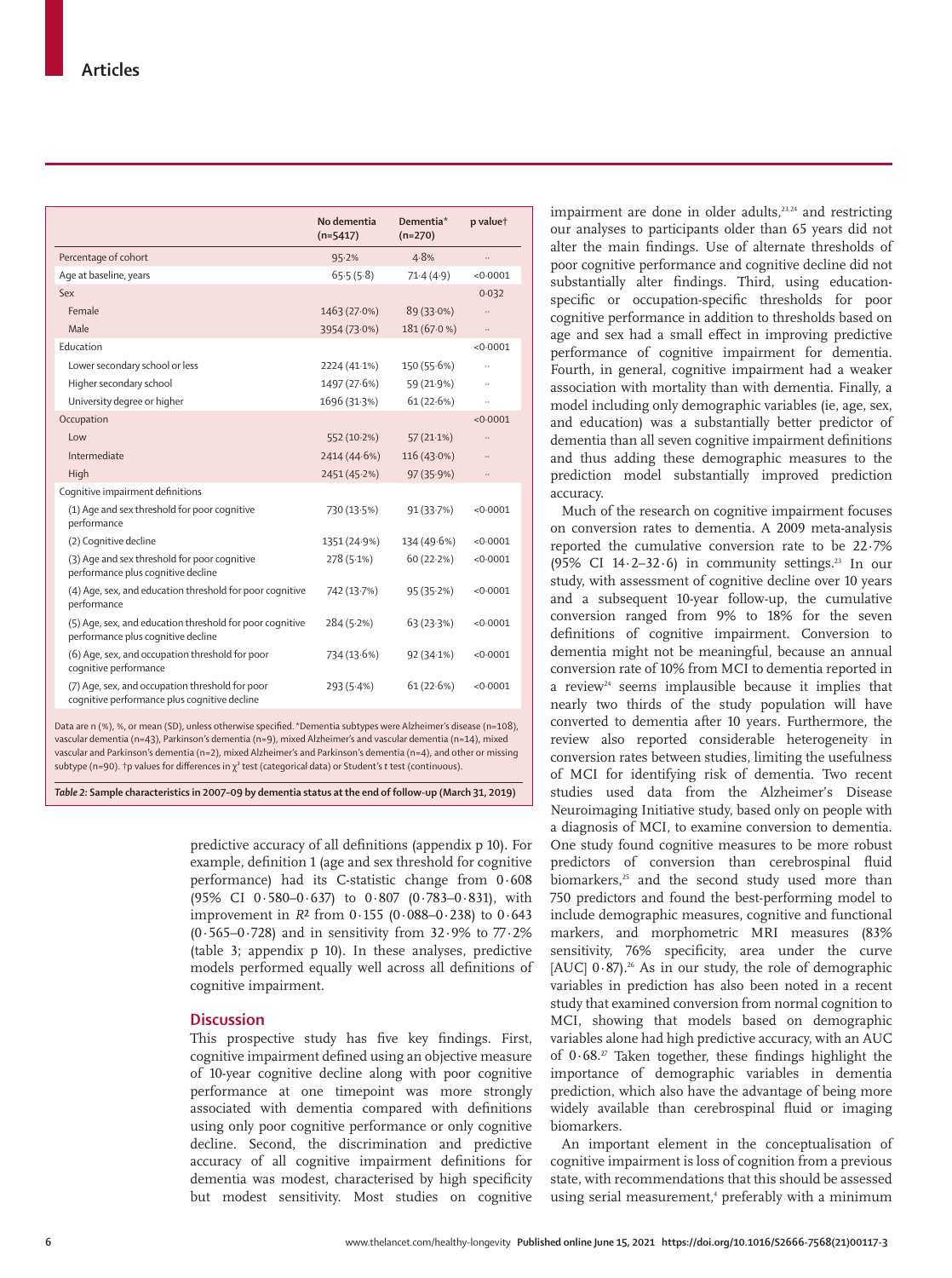| | No dementia (n=5417) | Dementia* (n=270) | p value† |
|---|---|---|---|
| Percentage of cohort | 95·2% | 4·8% | .. |
| Age at baseline, years | 65·5 (5·8) | 71·4 (4·9) | <0·0001 |
| Sex | | | 0·032 |
| Female | 1463 (27·0%) | 89 (33·0%) | .. |
| Male | 3954 (73·0%) | 181 (67·0 %) | .. |
| Education | | | <0·0001 |
| Lower secondary school or less | 2224 (41·1%) | 150 (55·6%) | .. |
| Higher secondary school | 1497 (27·6%) | 59 (21·9%) | .. |
| University degree or higher | 1696 (31·3%) | 61 (22·6%) | .. |
| Occupation | | | <0·0001 |
| Low | 552 (10·2%) | 57 (21·1%) | .. |
| Intermediate | 2414 (44·6%) | 116 (43·0%) | .. |
| High | 2451 (45·2%) | 97 (35·9%) | .. |
| Cognitive impairment definitions | | | |
| (1) Age and sex threshold for poor cognitive performance | 730 (13·5%) | 91 (33·7%) | <0·0001 |
| (2) Cognitive decline | 1351 (24·9%) | 134 (49·6%) | <0·0001 |
| (3) Age and sex threshold for poor cognitive performance plus cognitive decline | 278 (5·1%) | 60 (22·2%) | <0·0001 |
| (4) Age, sex, and education threshold for poor cognitive performance | 742 (13·7%) | 95 (35·2%) | <0·0001 |
| (5) Age, sex, and education threshold for poor cognitive performance plus cognitive decline | 284 (5·2%) | 63 (23·3%) | <0·0001 |
| (6) Age, sex, and occupation threshold for poor cognitive performance | 734 (13·6%) | 92 (34·1%) | <0·0001 |
| (7) Age, sex, and occupation threshold for poor cognitive performance plus cognitive decline | 293 (5·4%) | 61 (22·6%) | <0·0001 |

Data are n (%), %, or mean (SD), unless otherwise specified. *Dementia subtypes were Alzheimer's disease (n=108), vascular dementia (n=43), Parkinson's dementia (n=9), mixed Alzheimer's and vascular dementia (n=14), mixed vascular and Parkinson's dementia (n=2), mixed Alzheimer's and Parkinson's dementia (n=4), and other or missing subtype (n=90). †p values for differences in $\chi^2$ test (categorical data) or Student's *t* test (continuous).

***Table 2:* Sample characteristics in 2007–09 by dementia status at the end of follow-up (March 31, 2019)**

predictive accuracy of all definitions (appendix p 10). For example, definition 1 (age and sex threshold for cognitive performance) had its C-statistic change from 0·608 (95% CI 0·580–0·637) to 0·807 (0·783–0·831), with improvement in $R^2$ from 0·155 (0·088–0·238) to 0·643 (0·565–0·728) and in sensitivity from 32·9% to 77·2% (table 3; appendix p 10). In these analyses, predictive models performed equally well across all definitions of cognitive impairment.

## Discussion

This prospective study has five key findings. First, cognitive impairment defined using an objective measure of 10-year cognitive decline along with poor cognitive performance at one timepoint was more strongly associated with dementia compared with definitions using only poor cognitive performance or only cognitive decline. Second, the discrimination and predictive accuracy of all cognitive impairment definitions for dementia was modest, characterised by high specificity but modest sensitivity. Most studies on cognitive impairment are done in older adults,[23,24] and restricting our analyses to participants older than 65 years did not alter the main findings. Use of alternate thresholds of poor cognitive performance and cognitive decline did not substantially alter findings. Third, using education-specific or occupation-specific thresholds for poor cognitive performance in addition to thresholds based on age and sex had a small effect in improving predictive performance of cognitive impairment for dementia. Fourth, in general, cognitive impairment had a weaker association with mortality than with dementia. Finally, a model including only demographic variables (ie, age, sex, and education) was a substantially better predictor of dementia than all seven cognitive impairment definitions and thus adding these demographic measures to the prediction model substantially improved prediction accuracy.

Much of the research on cognitive impairment focuses on conversion rates to dementia. A 2009 meta-analysis reported the cumulative conversion rate to be 22·7% (95% CI 14·2–32·6) in community settings.[23] In our study, with assessment of cognitive decline over 10 years and a subsequent 10-year follow-up, the cumulative conversion ranged from 9% to 18% for the seven definitions of cognitive impairment. Conversion to dementia might not be meaningful, because an annual conversion rate of 10% from MCI to dementia reported in a review[24] seems implausible because it implies that nearly two thirds of the study population will have converted to dementia after 10 years. Furthermore, the review also reported considerable heterogeneity in conversion rates between studies, limiting the usefulness of MCI for identifying risk of dementia. Two recent studies used data from the Alzheimer's Disease Neuroimaging Initiative study, based only on people with a diagnosis of MCI, to examine conversion to dementia. One study found cognitive measures to be more robust predictors of conversion than cerebrospinal fluid biomarkers,[25] and the second study used more than 750 predictors and found the best-performing model to include demographic measures, cognitive and functional markers, and morphometric MRI measures (83% sensitivity, 76% specificity, area under the curve [AUC] 0·87).[26] As in our study, the role of demographic variables in prediction has also been noted in a recent study that examined conversion from normal cognition to MCI, showing that models based on demographic variables alone had high predictive accuracy, with an AUC of 0·68.[27] Taken together, these findings highlight the importance of demographic variables in dementia prediction, which also have the advantage of being more widely available than cerebrospinal fluid or imaging biomarkers.

An important element in the conceptualisation of cognitive impairment is loss of cognition from a previous state, with recommendations that this should be assessed using serial measurement,[4] preferably with a minimum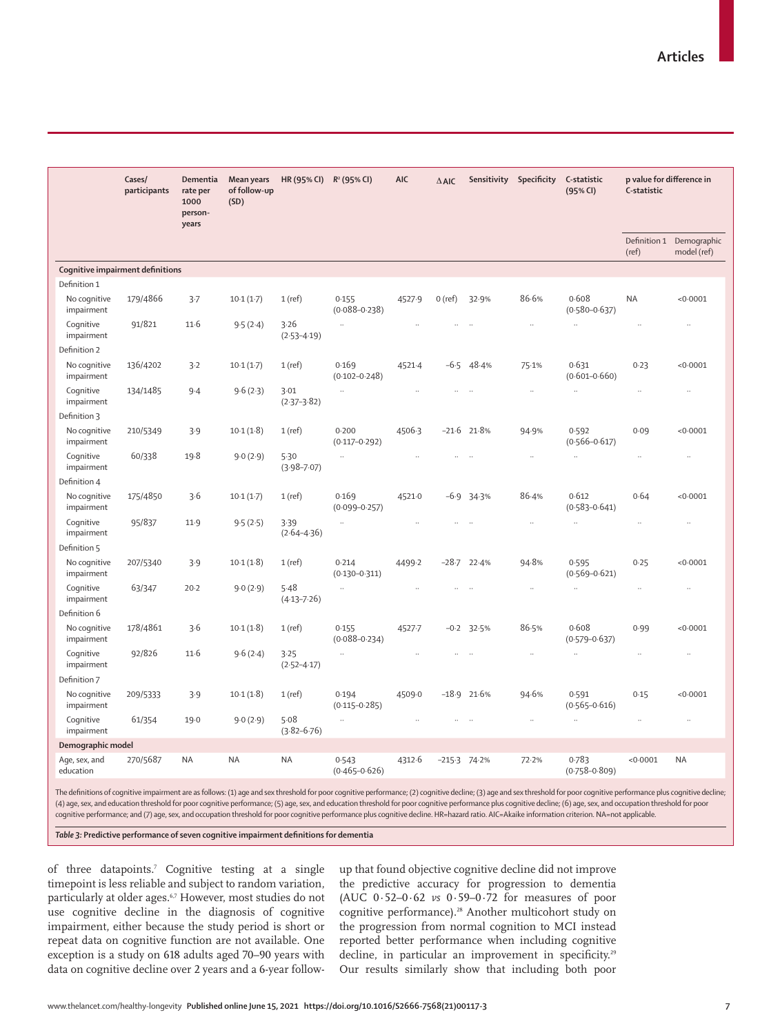| | Cases/ participants | Dementia rate per 1000 person-years | Mean years of follow-up (SD) | HR (95% CI) | $R^2$ (95% CI) | AIC | ΔAIC | Sensitivity | Specificity | C-statistic (95% CI) | p value for difference in C-statistic | |
|---|---|---|---|---|---|---|---|---|---|---|---|---|
| | | | | | | | | | | | Definition 1 (ref) | Demographic model (ref) |
| **Cognitive impairment definitions** | | | | | | | | | | | | |
| Definition 1 | | | | | | | | | | | | |
| No cognitive impairment | 179/4866 | 3·7 | 10·1 (1·7) | 1 (ref) | 0·155 (0·088–0·238) | 4527·9 | 0 (ref) | 32·9% | 86·6% | 0·608 (0·580–0·637) | NA | <0·0001 |
| Cognitive impairment | 91/821 | 11·6 | 9·5 (2·4) | 3·26 (2·53–4·19) | .. | .. | .. | .. | .. | .. | .. | .. |
| Definition 2 | | | | | | | | | | | | |
| No cognitive impairment | 136/4202 | 3·2 | 10·1 (1·7) | 1 (ref) | 0·169 (0·102–0·248) | 4521·4 | −6·5 | 48·4% | 75·1% | 0·631 (0·601–0·660) | 0·23 | <0·0001 |
| Cognitive impairment | 134/1485 | 9·4 | 9·6 (2·3) | 3·01 (2·37–3·82) | .. | .. | .. | .. | .. | .. | .. | .. |
| Definition 3 | | | | | | | | | | | | |
| No cognitive impairment | 210/5349 | 3·9 | 10·1 (1·8) | 1 (ref) | 0·200 (0·117–0·292) | 4506·3 | −21·6 | 21·8% | 94·9% | 0·592 (0·566–0·617) | 0·09 | <0·0001 |
| Cognitive impairment | 60/338 | 19·8 | 9·0 (2·9) | 5·30 (3·98–7·07) | .. | .. | .. | .. | .. | .. | .. | .. |
| Definition 4 | | | | | | | | | | | | |
| No cognitive impairment | 175/4850 | 3·6 | 10·1 (1·7) | 1 (ref) | 0·169 (0·099–0·257) | 4521·0 | −6·9 | 34·3% | 86·4% | 0·612 (0·583–0·641) | 0·64 | <0·0001 |
| Cognitive impairment | 95/837 | 11·9 | 9·5 (2·5) | 3·39 (2·64–4·36) | .. | .. | .. | .. | .. | .. | .. | .. |
| Definition 5 | | | | | | | | | | | | |
| No cognitive impairment | 207/5340 | 3·9 | 10·1 (1·8) | 1 (ref) | 0·214 (0·130–0·311) | 4499·2 | −28·7 | 22·4% | 94·8% | 0·595 (0·569–0·621) | 0·25 | <0·0001 |
| Cognitive impairment | 63/347 | 20·2 | 9·0 (2·9) | 5·48 (4·13–7·26) | .. | .. | .. | .. | .. | .. | .. | .. |
| Definition 6 | | | | | | | | | | | | |
| No cognitive impairment | 178/4861 | 3·6 | 10·1 (1·8) | 1 (ref) | 0·155 (0·088–0·234) | 4527·7 | −0·2 | 32·5% | 86·5% | 0·608 (0·579–0·637) | 0·99 | <0·0001 |
| Cognitive impairment | 92/826 | 11·6 | 9·6 (2·4) | 3·25 (2·52–4·17) | .. | .. | .. | .. | .. | .. | .. | .. |
| Definition 7 | | | | | | | | | | | | |
| No cognitive impairment | 209/5333 | 3·9 | 10·1 (1·8) | 1 (ref) | 0·194 (0·115–0·285) | 4509·0 | −18·9 | 21·6% | 94·6% | 0·591 (0·565–0·616) | 0·15 | <0·0001 |
| Cognitive impairment | 61/354 | 19·0 | 9·0 (2·9) | 5·08 (3·82–6·76) | .. | .. | .. | .. | .. | .. | .. | .. |
| **Demographic model** | | | | | | | | | | | | |
| Age, sex, and education | 270/5687 | NA | NA | NA | 0·543 (0·465–0·626) | 4312·6 | −215·3 | 74·2% | 72·2% | 0·783 (0·758–0·809) | <0·0001 | NA |

The definitions of cognitive impairment are as follows: (1) age and sex threshold for poor cognitive performance; (2) cognitive decline; (3) age and sex threshold for poor cognitive performance plus cognitive decline; (4) age, sex, and education threshold for poor cognitive performance; (5) age, sex, and education threshold for poor cognitive performance plus cognitive decline; (6) age, sex, and occupation threshold for poor cognitive performance; and (7) age, sex, and occupation threshold for poor cognitive performance plus cognitive decline. HR=hazard ratio. AIC=Akaike information criterion. NA=not applicable.

***Table 3:*** **Predictive performance of seven cognitive impairment definitions for dementia**

of three datapoints.[7] Cognitive testing at a single timepoint is less reliable and subject to random variation, particularly at older ages.[6,7] However, most studies do not use cognitive decline in the diagnosis of cognitive impairment, either because the study period is short or repeat data on cognitive function are not available. One exception is a study on 618 adults aged 70–90 years with data on cognitive decline over 2 years and a 6-year follow-up that found objective cognitive decline did not improve the predictive accuracy for progression to dementia (AUC 0·52–0·62 *vs* 0·59–0·72 for measures of poor cognitive performance).[28] Another multicohort study on the progression from normal cognition to MCI instead reported better performance when including cognitive decline, in particular an improvement in specificity.[29] Our results similarly show that including both poor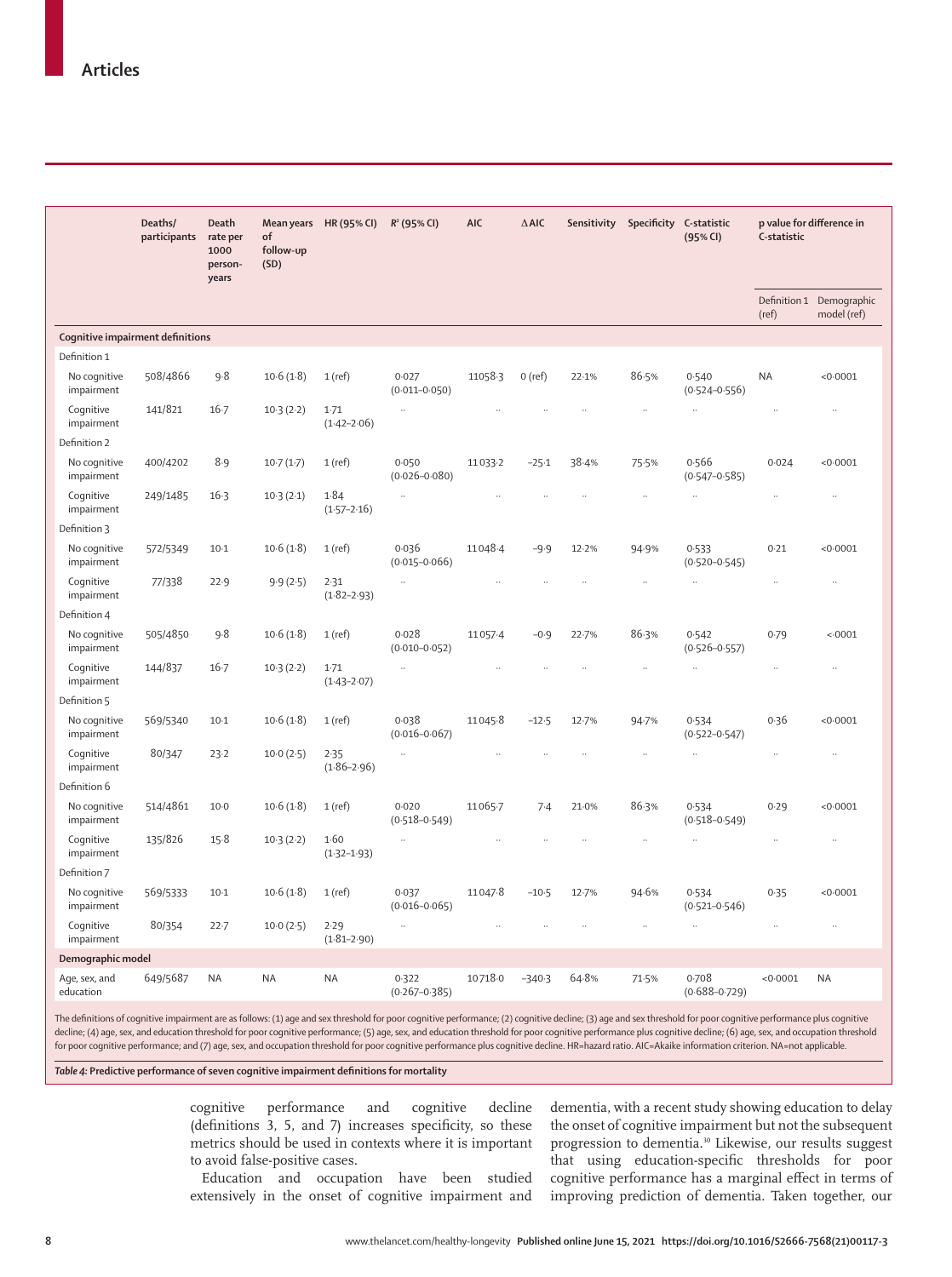| | Deaths/ participants | Death rate per 1000 person-years | Mean years of follow-up (SD) | HR (95% CI) | $R^2$ (95% CI) | AIC | ΔAIC | Sensitivity | Specificity | C-statistic (95% CI) | p value for difference in C-statistic | |
|---|---|---|---|---|---|---|---|---|---|---|---|---|
| | | | | | | | | | | | Definition 1 (ref) | Demographic model (ref) |
| **Cognitive impairment definitions** | | | | | | | | | | | | |
| Definition 1 | | | | | | | | | | | | |
| No cognitive impairment | 508/4866 | 9·8 | 10·6 (1·8) | 1 (ref) | 0·027 (0·011–0·050) | 11058·3 | 0 (ref) | 22·1% | 86·5% | 0·540 (0·524–0·556) | NA | <0·0001 |
| Cognitive impairment | 141/821 | 16·7 | 10·3 (2·2) | 1·71 (1·42–2·06) | .. | .. | .. | .. | .. | .. | .. | .. |
| Definition 2 | | | | | | | | | | | | |
| No cognitive impairment | 400/4202 | 8·9 | 10·7 (1·7) | 1 (ref) | 0·050 (0·026–0·080) | 11033·2 | −25·1 | 38·4% | 75·5% | 0·566 (0·547–0·585) | 0·024 | <0·0001 |
| Cognitive impairment | 249/1485 | 16·3 | 10·3 (2·1) | 1·84 (1·57–2·16) | .. | .. | .. | .. | .. | .. | .. | .. |
| Definition 3 | | | | | | | | | | | | |
| No cognitive impairment | 572/5349 | 10·1 | 10·6 (1·8) | 1 (ref) | 0·036 (0·015–0·066) | 11048·4 | −9·9 | 12·2% | 94·9% | 0·533 (0·520–0·545) | 0·21 | <0·0001 |
| Cognitive impairment | 77/338 | 22·9 | 9·9 (2·5) | 2·31 (1·82–2·93) | .. | .. | .. | .. | .. | .. | .. | .. |
| Definition 4 | | | | | | | | | | | | |
| No cognitive impairment | 505/4850 | 9·8 | 10·6 (1·8) | 1 (ref) | 0·028 (0·010–0·052) | 11057·4 | −0·9 | 22·7% | 86·3% | 0·542 (0·526–0·557) | 0·79 | <·0001 |
| Cognitive impairment | 144/837 | 16·7 | 10·3 (2·2) | 1·71 (1·43–2·07) | .. | .. | .. | .. | .. | .. | .. | .. |
| Definition 5 | | | | | | | | | | | | |
| No cognitive impairment | 569/5340 | 10·1 | 10·6 (1·8) | 1 (ref) | 0·038 (0·016–0·067) | 11045·8 | −12·5 | 12·7% | 94·7% | 0·534 (0·522–0·547) | 0·36 | <0·0001 |
| Cognitive impairment | 80/347 | 23·2 | 10·0 (2·5) | 2·35 (1·86–2·96) | .. | .. | .. | .. | .. | .. | .. | .. |
| Definition 6 | | | | | | | | | | | | |
| No cognitive impairment | 514/4861 | 10·0 | 10·6 (1·8) | 1 (ref) | 0·020 (0·518–0·549) | 11065·7 | 7·4 | 21·0% | 86·3% | 0·534 (0·518–0·549) | 0·29 | <0·0001 |
| Cognitive impairment | 135/826 | 15·8 | 10·3 (2·2) | 1·60 (1·32–1·93) | .. | .. | .. | .. | .. | .. | .. | .. |
| Definition 7 | | | | | | | | | | | | |
| No cognitive impairment | 569/5333 | 10·1 | 10·6 (1·8) | 1 (ref) | 0·037 (0·016–0·065) | 11047·8 | −10·5 | 12·7% | 94·6% | 0·534 (0·521–0·546) | 0·35 | <0·0001 |
| Cognitive impairment | 80/354 | 22·7 | 10·0 (2·5) | 2·29 (1·81–2·90) | .. | .. | .. | .. | .. | .. | .. | .. |
| **Demographic model** | | | | | | | | | | | | |
| Age, sex, and education | 649/5687 | NA | NA | NA | 0·322 (0·267–0·385) | 10718·0 | −340·3 | 64·8% | 71·5% | 0·708 (0·688–0·729) | <0·0001 | NA |

The definitions of cognitive impairment are as follows: (1) age and sex threshold for poor cognitive performance; (2) cognitive decline; (3) age and sex threshold for poor cognitive performance plus cognitive decline; (4) age, sex, and education threshold for poor cognitive performance; (5) age, sex, and education threshold for poor cognitive performance plus cognitive decline; (6) age, sex, and occupation threshold for poor cognitive performance; and (7) age, sex, and occupation threshold for poor cognitive performance plus cognitive decline. HR=hazard ratio. AIC=Akaike information criterion. NA=not applicable.

*Table 4:* **Predictive performance of seven cognitive impairment definitions for mortality**

cognitive performance and cognitive decline (definitions 3, 5, and 7) increases specificity, so these metrics should be used in contexts where it is important to avoid false-positive cases.

Education and occupation have been studied extensively in the onset of cognitive impairment and dementia, with a recent study showing education to delay the onset of cognitive impairment but not the subsequent progression to dementia.[30] Likewise, our results suggest that using education-specific thresholds for poor cognitive performance has a marginal effect in terms of improving prediction of dementia. Taken together, our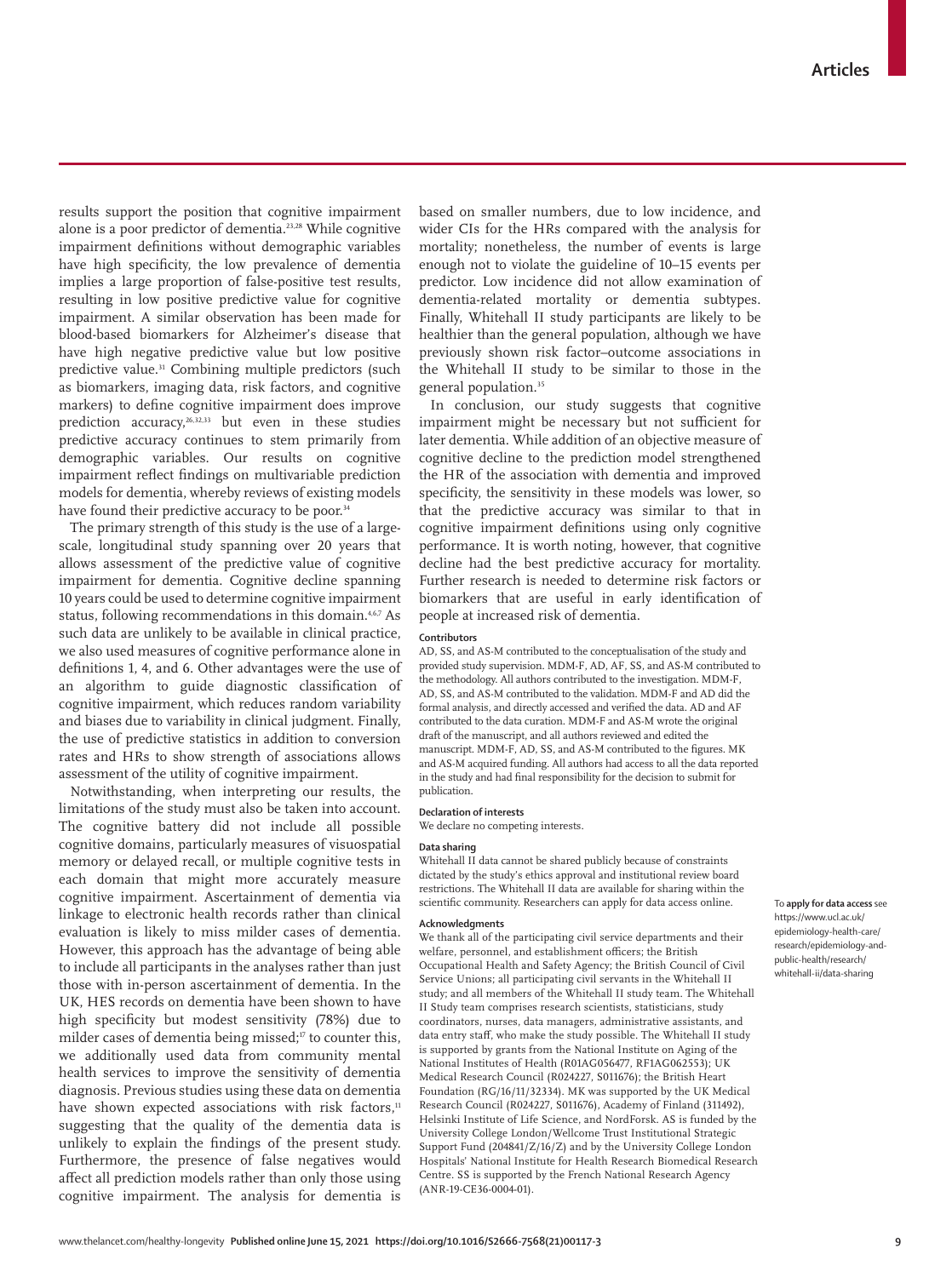results support the position that cognitive impairment alone is a poor predictor of dementia.[23,28] While cognitive impairment definitions without demographic variables have high specificity, the low prevalence of dementia implies a large proportion of false-positive test results, resulting in low positive predictive value for cognitive impairment. A similar observation has been made for blood-based biomarkers for Alzheimer's disease that have high negative predictive value but low positive predictive value.[31] Combining multiple predictors (such as biomarkers, imaging data, risk factors, and cognitive markers) to define cognitive impairment does improve prediction accuracy,[26,32,33] but even in these studies predictive accuracy continues to stem primarily from demographic variables. Our results on cognitive impairment reflect findings on multivariable prediction models for dementia, whereby reviews of existing models have found their predictive accuracy to be poor.[34]

The primary strength of this study is the use of a large-scale, longitudinal study spanning over 20 years that allows assessment of the predictive value of cognitive impairment for dementia. Cognitive decline spanning 10 years could be used to determine cognitive impairment status, following recommendations in this domain.[4,6,7] As such data are unlikely to be available in clinical practice, we also used measures of cognitive performance alone in definitions 1, 4, and 6. Other advantages were the use of an algorithm to guide diagnostic classification of cognitive impairment, which reduces random variability and biases due to variability in clinical judgment. Finally, the use of predictive statistics in addition to conversion rates and HRs to show strength of associations allows assessment of the utility of cognitive impairment.

Notwithstanding, when interpreting our results, the limitations of the study must also be taken into account. The cognitive battery did not include all possible cognitive domains, particularly measures of visuospatial memory or delayed recall, or multiple cognitive tests in each domain that might more accurately measure cognitive impairment. Ascertainment of dementia via linkage to electronic health records rather than clinical evaluation is likely to miss milder cases of dementia. However, this approach has the advantage of being able to include all participants in the analyses rather than just those with in-person ascertainment of dementia. In the UK, HES records on dementia have been shown to have high specificity but modest sensitivity (78%) due to milder cases of dementia being missed;[17] to counter this, we additionally used data from community mental health services to improve the sensitivity of dementia diagnosis. Previous studies using these data on dementia have shown expected associations with risk factors,[11] suggesting that the quality of the dementia data is unlikely to explain the findings of the present study. Furthermore, the presence of false negatives would affect all prediction models rather than only those using cognitive impairment. The analysis for dementia is based on smaller numbers, due to low incidence, and wider CIs for the HRs compared with the analysis for mortality; nonetheless, the number of events is large enough not to violate the guideline of 10–15 events per predictor. Low incidence did not allow examination of dementia-related mortality or dementia subtypes. Finally, Whitehall II study participants are likely to be healthier than the general population, although we have previously shown risk factor–outcome associations in the Whitehall II study to be similar to those in the general population.[35]

In conclusion, our study suggests that cognitive impairment might be necessary but not sufficient for later dementia. While addition of an objective measure of cognitive decline to the prediction model strengthened the HR of the association with dementia and improved specificity, the sensitivity in these models was lower, so that the predictive accuracy was similar to that in cognitive impairment definitions using only cognitive performance. It is worth noting, however, that cognitive decline had the best predictive accuracy for mortality. Further research is needed to determine risk factors or biomarkers that are useful in early identification of people at increased risk of dementia.

### Contributors

AD, SS, and AS-M contributed to the conceptualisation of the study and provided study supervision. MDM-F, AD, AF, SS, and AS-M contributed to the methodology. All authors contributed to the investigation. MDM-F, AD, SS, and AS-M contributed to the validation. MDM-F and AD did the formal analysis, and directly accessed and verified the data. AD and AF contributed to the data curation. MDM-F and AS-M wrote the original draft of the manuscript, and all authors reviewed and edited the manuscript. MDM-F, AD, SS, and AS-M contributed to the figures. MK and AS-M acquired funding. All authors had access to all the data reported in the study and had final responsibility for the decision to submit for publication.

### Declaration of interests

We declare no competing interests.

### Data sharing

Whitehall II data cannot be shared publicly because of constraints dictated by the study's ethics approval and institutional review board restrictions. The Whitehall II data are available for sharing within the scientific community. Researchers can apply for data access online.

To **apply for data access** see https://www.ucl.ac.uk/epidemiology-health-care/research/epidemiology-and-public-health/research/whitehall-ii/data-sharing

### Acknowledgments

We thank all of the participating civil service departments and their welfare, personnel, and establishment officers; the British Occupational Health and Safety Agency; the British Council of Civil Service Unions; all participating civil servants in the Whitehall II study; and all members of the Whitehall II study team. The Whitehall II Study team comprises research scientists, statisticians, study coordinators, nurses, data managers, administrative assistants, and data entry staff, who make the study possible. The Whitehall II study is supported by grants from the National Institute on Aging of the National Institutes of Health (R01AG056477, RF1AG062553); UK Medical Research Council (R024227, S011676); the British Heart Foundation (RG/16/11/32334). MK was supported by the UK Medical Research Council (R024227, S011676), Academy of Finland (311492), Helsinki Institute of Life Science, and NordForsk. AS is funded by the University College London/Wellcome Trust Institutional Strategic Support Fund (204841/Z/16/Z) and by the University College London Hospitals' National Institute for Health Research Biomedical Research Centre. SS is supported by the French National Research Agency (ANR-19-CE36-0004-01).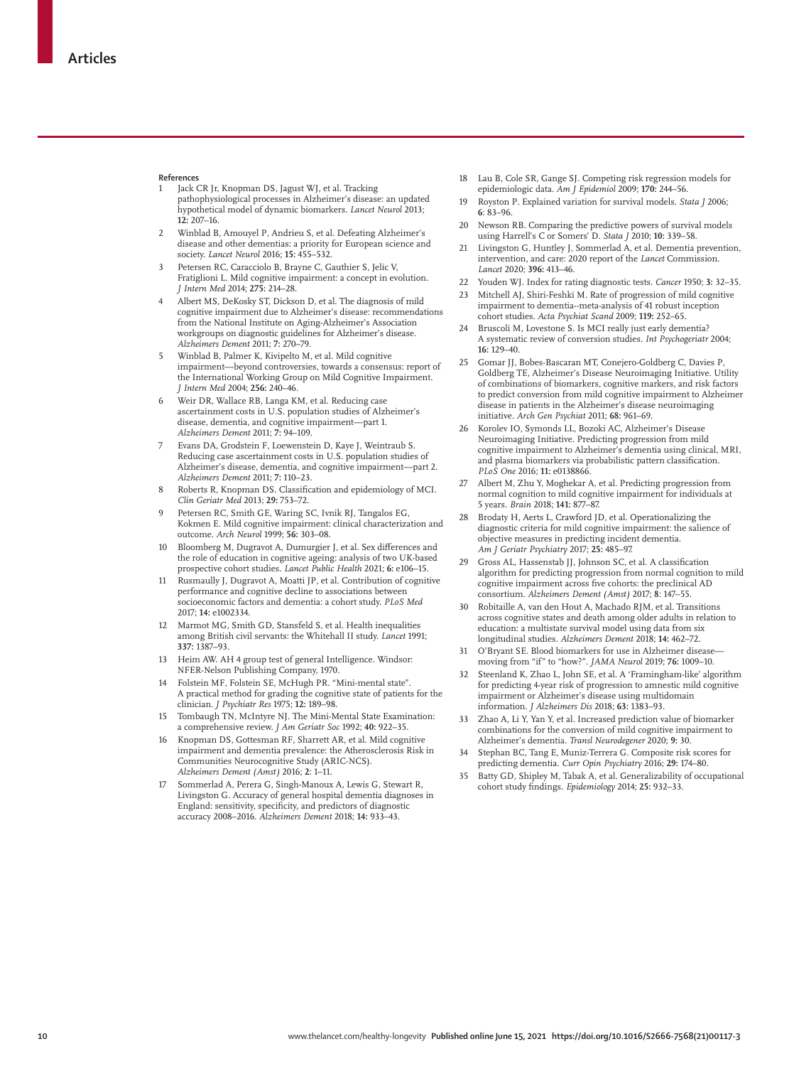### References

1. Jack CR Jr, Knopman DS, Jagust WJ, et al. Tracking pathophysiological processes in Alzheimer's disease: an updated hypothetical model of dynamic biomarkers. *Lancet Neurol* 2013; **12:** 207–16.
2. Winblad B, Amouyel P, Andrieu S, et al. Defeating Alzheimer's disease and other dementias: a priority for European science and society. *Lancet Neurol* 2016; **15:** 455–532.
3. Petersen RC, Caracciolo B, Brayne C, Gauthier S, Jelic V, Fratiglioni L. Mild cognitive impairment: a concept in evolution. *J Intern Med* 2014; **275:** 214–28.
4. Albert MS, DeKosky ST, Dickson D, et al. The diagnosis of mild cognitive impairment due to Alzheimer's disease: recommendations from the National Institute on Aging-Alzheimer's Association workgroups on diagnostic guidelines for Alzheimer's disease. *Alzheimers Dement* 2011; **7:** 270–79.
5. Winblad B, Palmer K, Kivipelto M, et al. Mild cognitive impairment—beyond controversies, towards a consensus: report of the International Working Group on Mild Cognitive Impairment. *J Intern Med* 2004; **256:** 240–46.
6. Weir DR, Wallace RB, Langa KM, et al. Reducing case ascertainment costs in U.S. population studies of Alzheimer's disease, dementia, and cognitive impairment—part 1. *Alzheimers Dement* 2011; **7:** 94–109.
7. Evans DA, Grodstein F, Loewenstein D, Kaye J, Weintraub S. Reducing case ascertainment costs in U.S. population studies of Alzheimer's disease, dementia, and cognitive impairment—part 2. *Alzheimers Dement* 2011; **7:** 110–23.
8. Roberts R, Knopman DS. Classification and epidemiology of MCI. *Clin Geriatr Med* 2013; **29:** 753–72.
9. Petersen RC, Smith GE, Waring SC, Ivnik RJ, Tangalos EG, Kokmen E. Mild cognitive impairment: clinical characterization and outcome. *Arch Neurol* 1999; **56:** 303–08.
10. Bloomberg M, Dugravot A, Dumurgier J, et al. Sex differences and the role of education in cognitive ageing: analysis of two UK-based prospective cohort studies. *Lancet Public Health* 2021; **6:** e106–15.
11. Rusmaully J, Dugravot A, Moatti JP, et al. Contribution of cognitive performance and cognitive decline to associations between socioeconomic factors and dementia: a cohort study. *PLoS Med* 2017; **14:** e1002334.
12. Marmot MG, Smith GD, Stansfeld S, et al. Health inequalities among British civil servants: the Whitehall II study. *Lancet* 1991; **337:** 1387–93.
13. Heim AW. AH 4 group test of general Intelligence. Windsor: NFER-Nelson Publishing Company, 1970.
14. Folstein MF, Folstein SE, McHugh PR. "Mini-mental state". A practical method for grading the cognitive state of patients for the clinician. *J Psychiatr Res* 1975; **12:** 189–98.
15. Tombaugh TN, McIntyre NJ. The Mini-Mental State Examination: a comprehensive review. *J Am Geriatr Soc* 1992; **40:** 922–35.
16. Knopman DS, Gottesman RF, Sharrett AR, et al. Mild cognitive impairment and dementia prevalence: the Atherosclerosis Risk in Communities Neurocognitive Study (ARIC-NCS). *Alzheimers Dement (Amst)* 2016; **2:** 1–11.
17. Sommerlad A, Perera G, Singh-Manoux A, Lewis G, Stewart R, Livingston G. Accuracy of general hospital dementia diagnoses in England: sensitivity, specificity, and predictors of diagnostic accuracy 2008–2016. *Alzheimers Dement* 2018; **14:** 933–43.
18. Lau B, Cole SR, Gange SJ. Competing risk regression models for epidemiologic data. *Am J Epidemiol* 2009; **170:** 244–56.
19. Royston P. Explained variation for survival models. *Stata J* 2006; **6**: 83–96.
20. Newson RB. Comparing the predictive powers of survival models using Harrell's C or Somers' D. *Stata J* 2010; **10:** 339–58.
21. Livingston G, Huntley J, Sommerlad A, et al. Dementia prevention, intervention, and care: 2020 report of the *Lancet* Commission. *Lancet* 2020; **396:** 413–46.
22. Youden WJ. Index for rating diagnostic tests. *Cancer* 1950; **3:** 32–35.
23. Mitchell AJ, Shiri-Feshki M. Rate of progression of mild cognitive impairment to dementia--meta-analysis of 41 robust inception cohort studies. *Acta Psychiat Scand* 2009; **119:** 252–65.
24. Bruscoli M, Lovestone S. Is MCI really just early dementia? A systematic review of conversion studies. *Int Psychogeriatr* 2004; **16:** 129–40.
25. Gomar JJ, Bobes-Bascaran MT, Conejero-Goldberg C, Davies P, Goldberg TE, Alzheimer's Disease Neuroimaging Initiative. Utility of combinations of biomarkers, cognitive markers, and risk factors to predict conversion from mild cognitive impairment to Alzheimer disease in patients in the Alzheimer's disease neuroimaging initiative. *Arch Gen Psychiat* 2011; **68:** 961–69.
26. Korolev IO, Symonds LL, Bozoki AC, Alzheimer's Disease Neuroimaging Initiative. Predicting progression from mild cognitive impairment to Alzheimer's dementia using clinical, MRI, and plasma biomarkers via probabilistic pattern classification. *PLoS One* 2016; **11:** e0138866.
27. Albert M, Zhu Y, Moghekar A, et al. Predicting progression from normal cognition to mild cognitive impairment for individuals at 5 years. *Brain* 2018; **141:** 877–87.
28. Brodaty H, Aerts L, Crawford JD, et al. Operationalizing the diagnostic criteria for mild cognitive impairment: the salience of objective measures in predicting incident dementia. *Am J Geriatr Psychiatry* 2017; **25:** 485–97.
29. Gross AL, Hassenstab JJ, Johnson SC, et al. A classification algorithm for predicting progression from normal cognition to mild cognitive impairment across five cohorts: the preclinical AD consortium. *Alzheimers Dement (Amst)* 2017; **8**: 147–55.
30. Robitaille A, van den Hout A, Machado RJM, et al. Transitions across cognitive states and death among older adults in relation to education: a multistate survival model using data from six longitudinal studies. *Alzheimers Dement* 2018; **14:** 462–72.
31. O'Bryant SE. Blood biomarkers for use in Alzheimer disease—moving from "if" to "how?". *JAMA Neurol* 2019; **76:** 1009–10.
32. Steenland K, Zhao L, John SE, et al. A 'Framingham-like' algorithm for predicting 4-year risk of progression to amnestic mild cognitive impairment or Alzheimer's disease using multidomain information. *J Alzheimers Dis* 2018; **63:** 1383–93.
33. Zhao A, Li Y, Yan Y, et al. Increased prediction value of biomarker combinations for the conversion of mild cognitive impairment to Alzheimer's dementia. *Transl Neurodegener* 2020; **9:** 30.
34. Stephan BC, Tang E, Muniz-Terrera G. Composite risk scores for predicting dementia. *Curr Opin Psychiatry* 2016; **29:** 174–80.
35. Batty GD, Shipley M, Tabak A, et al. Generalizability of occupational cohort study findings. *Epidemiology* 2014; **25:** 932–33.